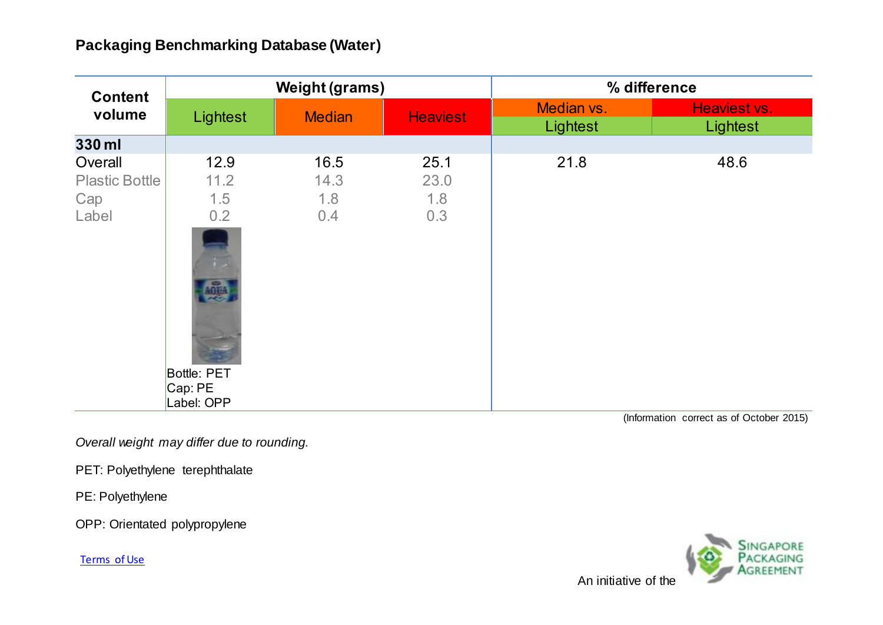# Packaging Benchmarking Database (Water)

| Content volume | Weight (grams) | | | % difference | |
|---|---|---|---|---|---|
| | Lightest | Median | Heaviest | Median vs. Lightest | Heaviest vs. Lightest |
| **330 ml** | | | | | |
| Overall | 12.9 | 16.5 | 25.1 | 21.8 | 48.6 |
| Plastic Bottle | 11.2 | 14.3 | 23.0 | | |
| Cap | 1.5 | 1.8 | 1.8 | | |
| Label | 0.2 | 0.4 | 0.3 | | |
| | Bottle: PET<br>Cap: PE<br>Label: OPP | | | | |

(Information correct as of October 2015)

*Overall weight may differ due to rounding.*

PET: Polyethylene terephthalate

PE: Polyethylene

OPP: Orientated polypropylene

Terms of Use

An initiative of the Singapore Packaging Agreement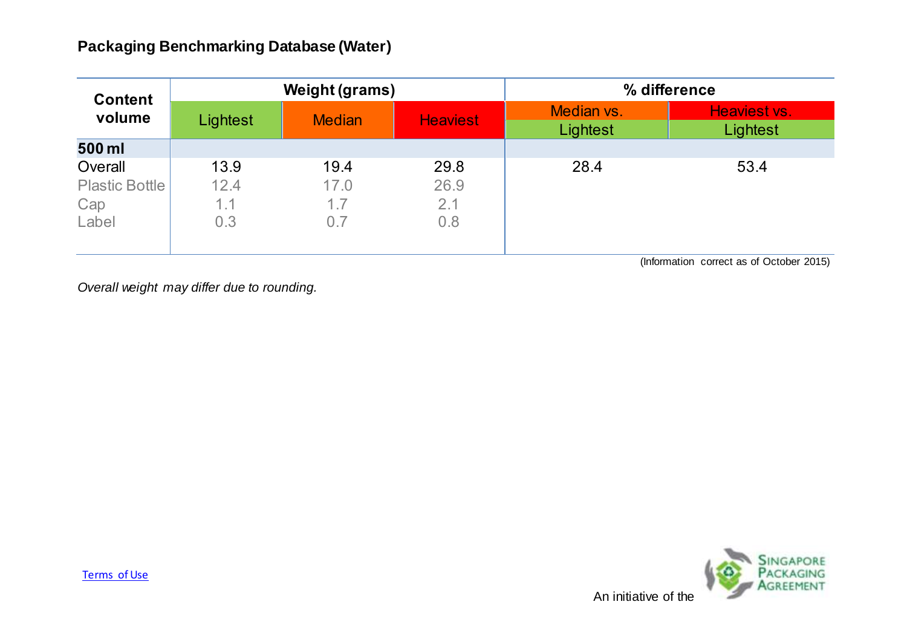**Packaging Benchmarking Database (Water)**

| Content volume | Weight (grams) | | | % difference | |
|---|---|---|---|---|---|
| | Lightest | Median | Heaviest | Median vs. Lightest | Heaviest vs. Lightest |
| **500 ml** | | | | | |
| Overall | 13.9 | 19.4 | 29.8 | 28.4 | 53.4 |
| Plastic Bottle | 12.4 | 17.0 | 26.9 | | |
| Cap | 1.1 | 1.7 | 2.1 | | |
| Label | 0.3 | 0.7 | 0.8 | | |

(Information correct as of October 2015)

*Overall weight may differ due to rounding.*

Terms of Use

An initiative of the Singapore Packaging Agreement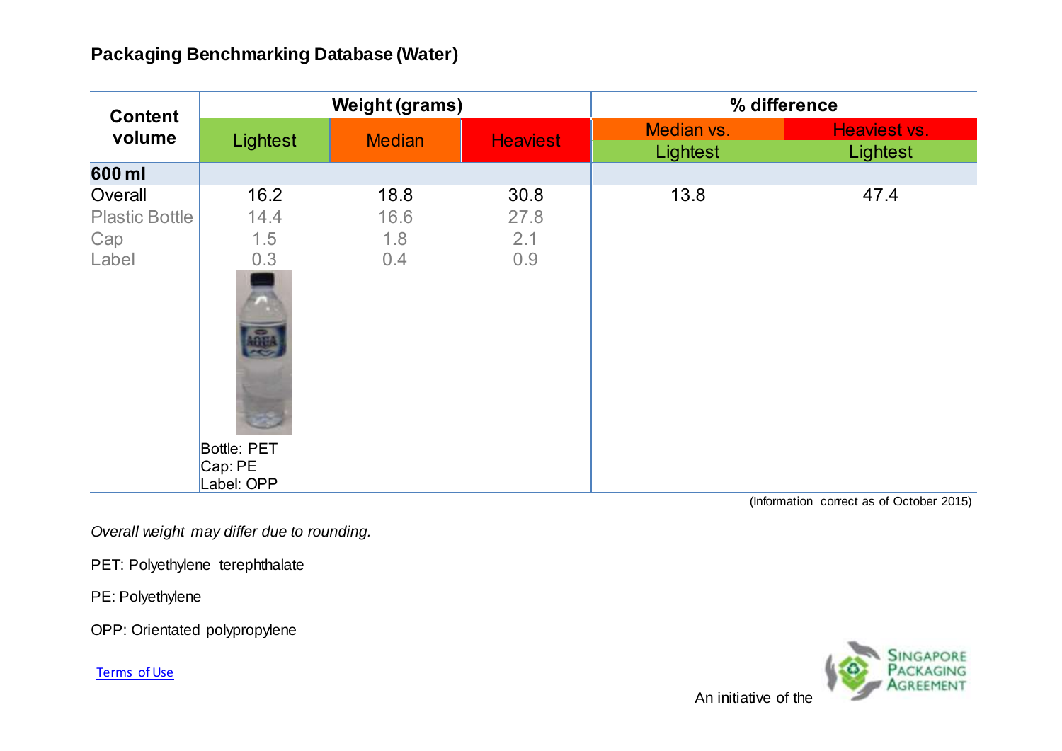## Packaging Benchmarking Database (Water)

| Content volume | Weight (grams) | | | % difference | |
|---|---|---|---|---|---|
| | Lightest | Median | Heaviest | Median vs. Lightest | Heaviest vs. Lightest |
| **600 ml** | | | | | |
| Overall | 16.2 | 18.8 | 30.8 | 13.8 | 47.4 |
| Plastic Bottle | 14.4 | 16.6 | 27.8 | | |
| Cap | 1.5 | 1.8 | 2.1 | | |
| Label | 0.3 | 0.4 | 0.9 | | |
| | Bottle: PET<br>Cap: PE<br>Label: OPP | | | | |

(Information correct as of October 2015)

*Overall weight may differ due to rounding.*

PET: Polyethylene terephthalate

PE: Polyethylene

OPP: Orientated polypropylene

Terms of Use

An initiative of the Singapore Packaging Agreement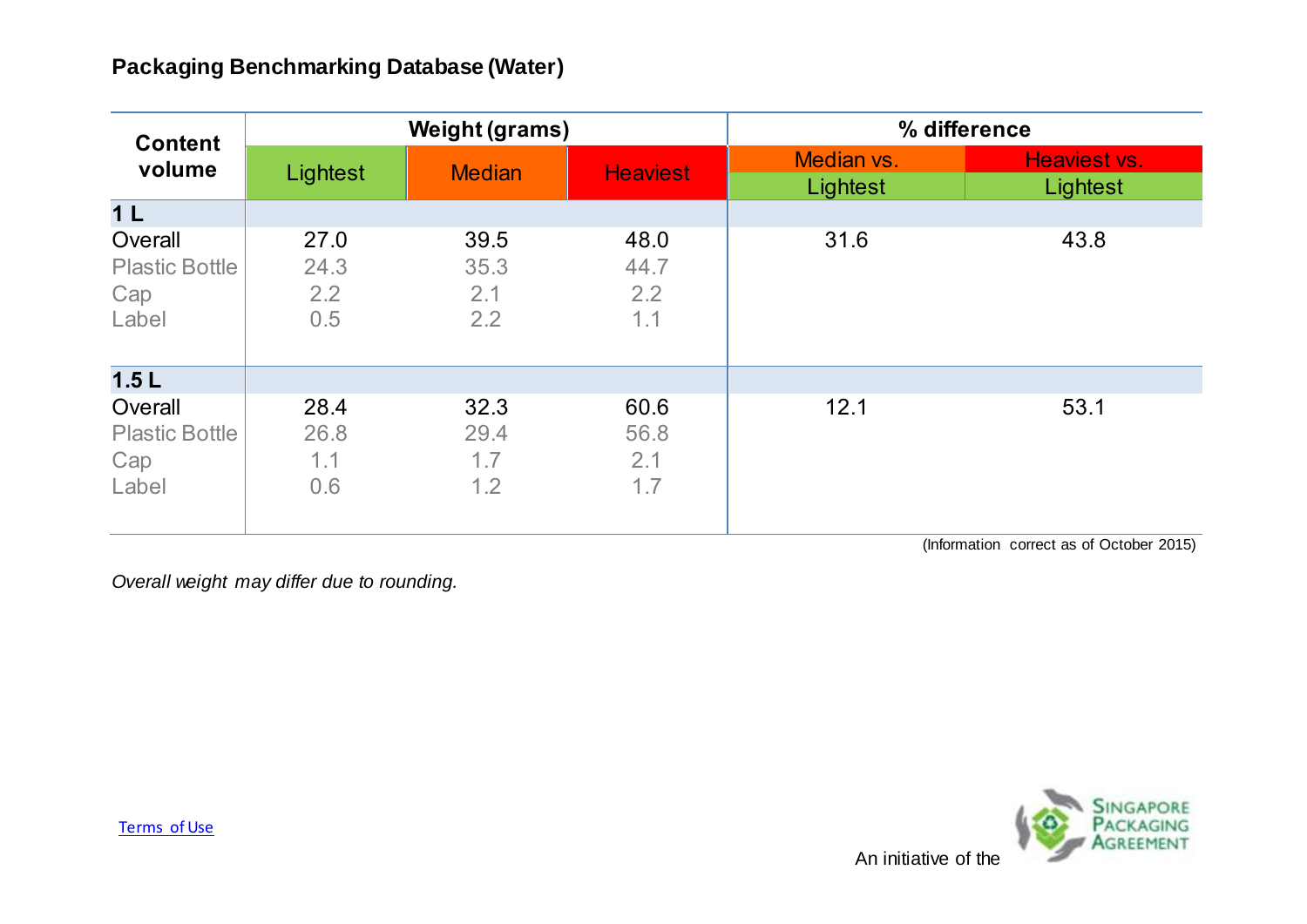## Packaging Benchmarking Database (Water)

| Content volume | Weight (grams) | | | % difference | |
|---|---|---|---|---|---|
| | Lightest | Median | Heaviest | Median vs. Lightest | Heaviest vs. Lightest |
| **1 L** | | | | | |
| Overall | 27.0 | 39.5 | 48.0 | 31.6 | 43.8 |
| Plastic Bottle | 24.3 | 35.3 | 44.7 | | |
| Cap | 2.2 | 2.1 | 2.2 | | |
| Label | 0.5 | 2.2 | 1.1 | | |
| **1.5 L** | | | | | |
| Overall | 28.4 | 32.3 | 60.6 | 12.1 | 53.1 |
| Plastic Bottle | 26.8 | 29.4 | 56.8 | | |
| Cap | 1.1 | 1.7 | 2.1 | | |
| Label | 0.6 | 1.2 | 1.7 | | |

(Information correct as of October 2015)

*Overall weight may differ due to rounding.*

Terms of Use

An initiative of the Singapore Packaging Agreement